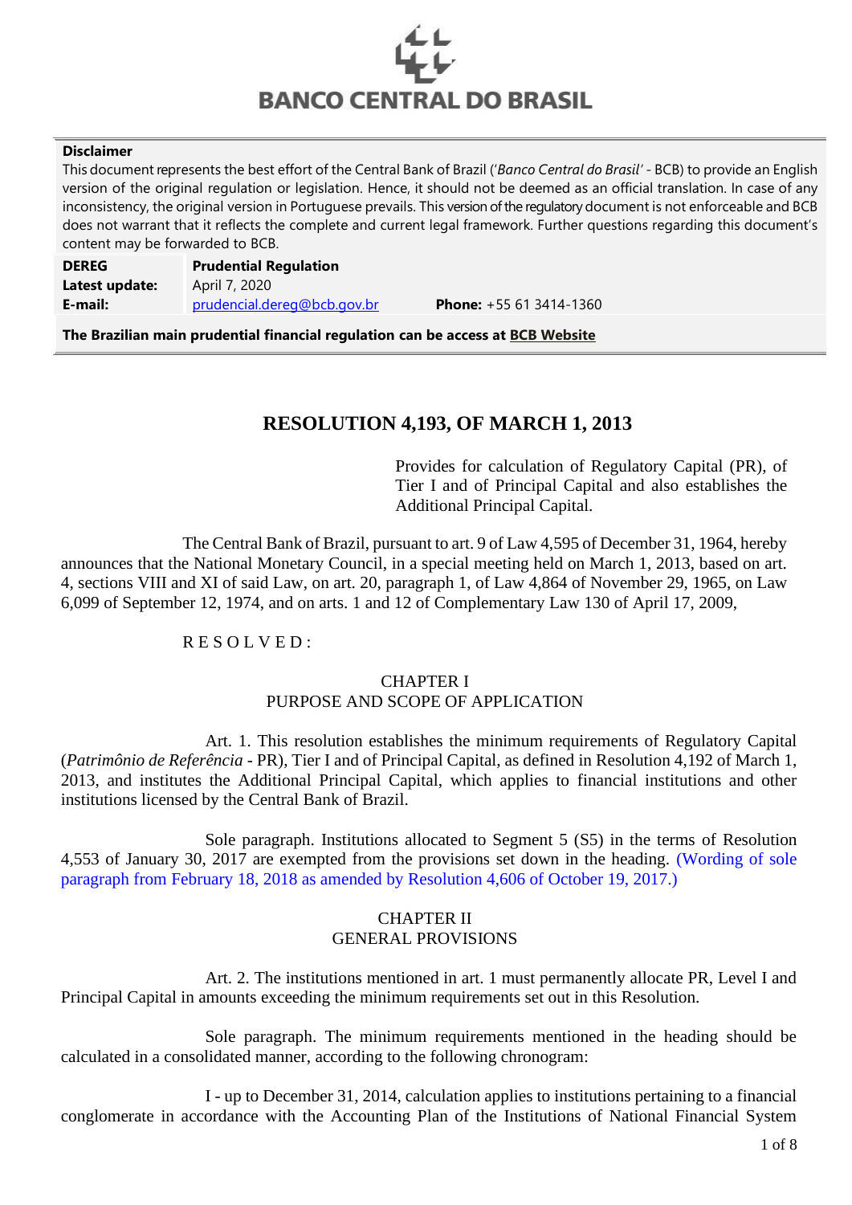**BANCO CENTRAL DO BRASIL**

**Disclaimer**

This document represents the best effort of the Central Bank of Brazil ('*Banco Central do Brasil*' - BCB) to provide an English version of the original regulation or legislation. Hence, it should not be deemed as an official translation. In case of any inconsistency, the original version in Portuguese prevails. This version of the regulatory document is not enforceable and BCB does not warrant that it reflects the complete and current legal framework. Further questions regarding this document's content may be forwarded to BCB.

| **DEREG** | **Prudential Regulation** | |
|---|---|---|
| **Latest update:** | April 7, 2020 | |
| **E-mail:** | prudencial.dereg@bcb.gov.br | **Phone:** +55 61 3414-1360 |

**The Brazilian main prudential financial regulation can be access at BCB Website**

# RESOLUTION 4,193, OF MARCH 1, 2013

Provides for calculation of Regulatory Capital (PR), of Tier I and of Principal Capital and also establishes the Additional Principal Capital.

The Central Bank of Brazil, pursuant to art. 9 of Law 4,595 of December 31, 1964, hereby announces that the National Monetary Council, in a special meeting held on March 1, 2013, based on art. 4, sections VIII and XI of said Law, on art. 20, paragraph 1, of Law 4,864 of November 29, 1965, on Law 6,099 of September 12, 1974, and on arts. 1 and 12 of Complementary Law 130 of April 17, 2009,

R E S O L V E D :

## CHAPTER I
## PURPOSE AND SCOPE OF APPLICATION

Art. 1. This resolution establishes the minimum requirements of Regulatory Capital (*Patrimônio de Referência* - PR), Tier I and of Principal Capital, as defined in Resolution 4,192 of March 1, 2013, and institutes the Additional Principal Capital, which applies to financial institutions and other institutions licensed by the Central Bank of Brazil.

Sole paragraph. Institutions allocated to Segment 5 (S5) in the terms of Resolution 4,553 of January 30, 2017 are exempted from the provisions set down in the heading. (Wording of sole paragraph from February 18, 2018 as amended by Resolution 4,606 of October 19, 2017.)

## CHAPTER II
## GENERAL PROVISIONS

Art. 2. The institutions mentioned in art. 1 must permanently allocate PR, Level I and Principal Capital in amounts exceeding the minimum requirements set out in this Resolution.

Sole paragraph. The minimum requirements mentioned in the heading should be calculated in a consolidated manner, according to the following chronogram:

I - up to December 31, 2014, calculation applies to institutions pertaining to a financial conglomerate in accordance with the Accounting Plan of the Institutions of National Financial System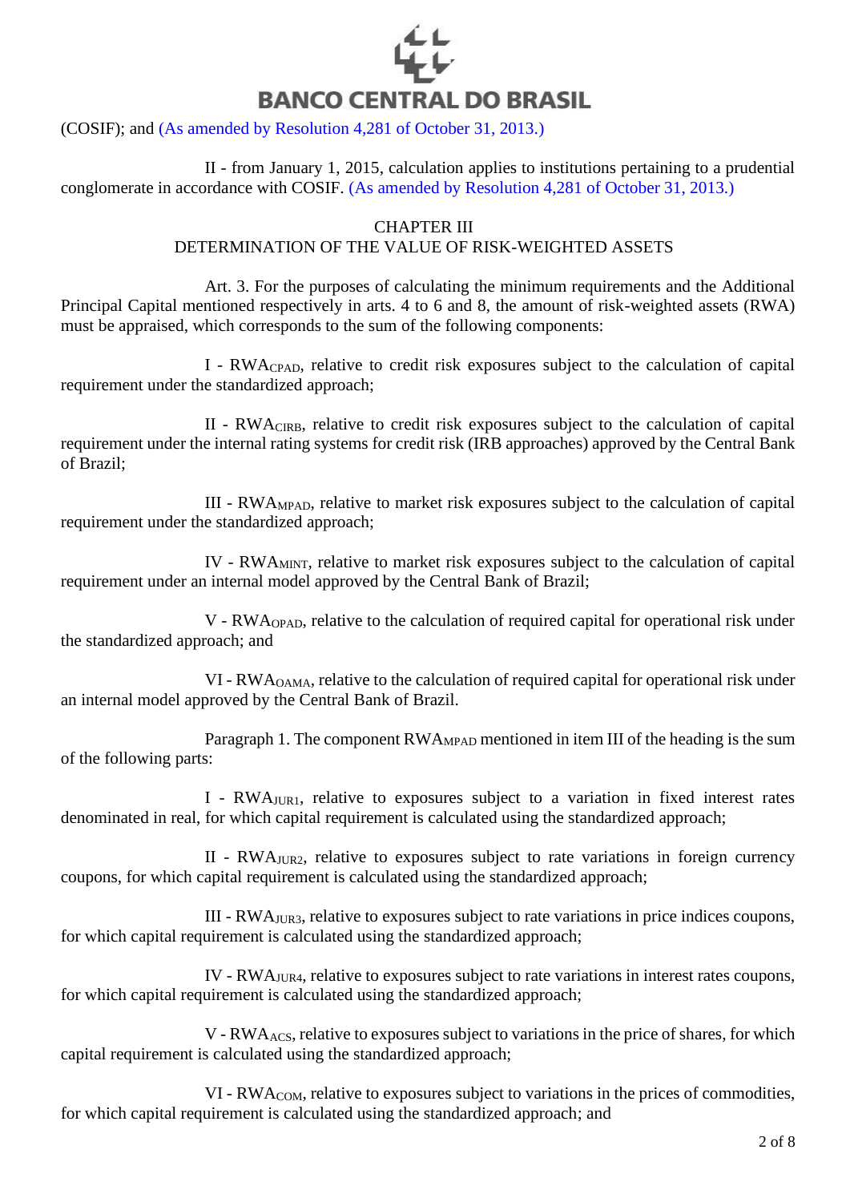(COSIF); and (As amended by Resolution 4,281 of October 31, 2013.)

II - from January 1, 2015, calculation applies to institutions pertaining to a prudential conglomerate in accordance with COSIF. (As amended by Resolution 4,281 of October 31, 2013.)

## CHAPTER III
## DETERMINATION OF THE VALUE OF RISK-WEIGHTED ASSETS

Art. 3. For the purposes of calculating the minimum requirements and the Additional Principal Capital mentioned respectively in arts. 4 to 6 and 8, the amount of risk-weighted assets (RWA) must be appraised, which corresponds to the sum of the following components:

I - $RWA_{CPAD}$, relative to credit risk exposures subject to the calculation of capital requirement under the standardized approach;

II - $RWA_{CIRB}$, relative to credit risk exposures subject to the calculation of capital requirement under the internal rating systems for credit risk (IRB approaches) approved by the Central Bank of Brazil;

III - $RWA_{MPAD}$, relative to market risk exposures subject to the calculation of capital requirement under the standardized approach;

IV - $RWA_{MINT}$, relative to market risk exposures subject to the calculation of capital requirement under an internal model approved by the Central Bank of Brazil;

V - $RWA_{OPAD}$, relative to the calculation of required capital for operational risk under the standardized approach; and

VI - $RWA_{OAMA}$, relative to the calculation of required capital for operational risk under an internal model approved by the Central Bank of Brazil.

Paragraph 1. The component $RWA_{MPAD}$ mentioned in item III of the heading is the sum of the following parts:

I - $RWA_{JUR1}$, relative to exposures subject to a variation in fixed interest rates denominated in real, for which capital requirement is calculated using the standardized approach;

II - $RWA_{JUR2}$, relative to exposures subject to rate variations in foreign currency coupons, for which capital requirement is calculated using the standardized approach;

III - $RWA_{JUR3}$, relative to exposures subject to rate variations in price indices coupons, for which capital requirement is calculated using the standardized approach;

IV - $RWA_{JUR4}$, relative to exposures subject to rate variations in interest rates coupons, for which capital requirement is calculated using the standardized approach;

V - $RWA_{ACS}$, relative to exposures subject to variations in the price of shares, for which capital requirement is calculated using the standardized approach;

VI - $RWA_{COM}$, relative to exposures subject to variations in the prices of commodities, for which capital requirement is calculated using the standardized approach; and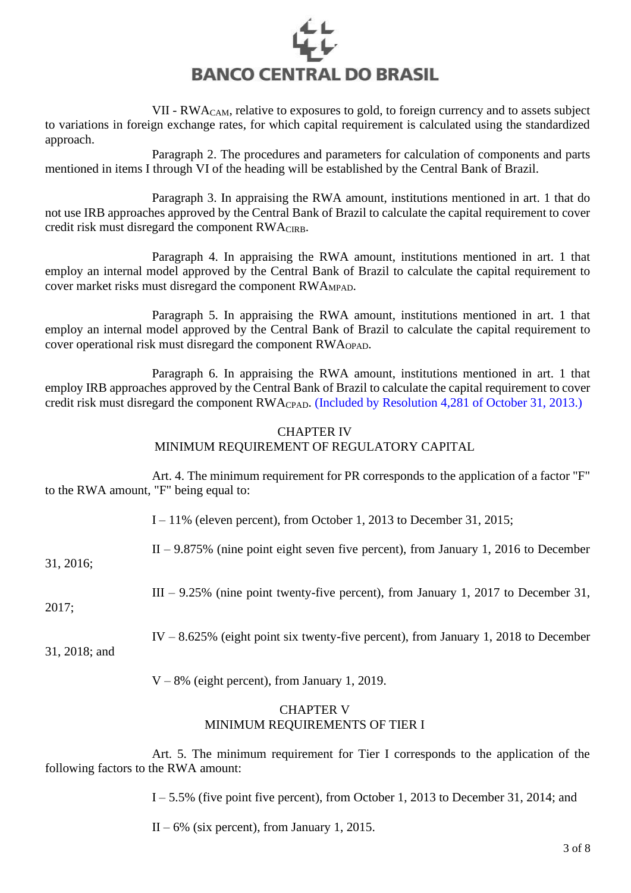VII - $RWA_{CAM}$, relative to exposures to gold, to foreign currency and to assets subject to variations in foreign exchange rates, for which capital requirement is calculated using the standardized approach.

Paragraph 2. The procedures and parameters for calculation of components and parts mentioned in items I through VI of the heading will be established by the Central Bank of Brazil.

Paragraph 3. In appraising the RWA amount, institutions mentioned in art. 1 that do not use IRB approaches approved by the Central Bank of Brazil to calculate the capital requirement to cover credit risk must disregard the component $RWA_{CIRB}$.

Paragraph 4. In appraising the RWA amount, institutions mentioned in art. 1 that employ an internal model approved by the Central Bank of Brazil to calculate the capital requirement to cover market risks must disregard the component $RWA_{MPAD}$.

Paragraph 5. In appraising the RWA amount, institutions mentioned in art. 1 that employ an internal model approved by the Central Bank of Brazil to calculate the capital requirement to cover operational risk must disregard the component $RWA_{OPAD}$.

Paragraph 6. In appraising the RWA amount, institutions mentioned in art. 1 that employ IRB approaches approved by the Central Bank of Brazil to calculate the capital requirement to cover credit risk must disregard the component $RWA_{CPAD}$. (Included by Resolution 4,281 of October 31, 2013.)

## CHAPTER IV
## MINIMUM REQUIREMENT OF REGULATORY CAPITAL

Art. 4. The minimum requirement for PR corresponds to the application of a factor "F" to the RWA amount, "F" being equal to:

I – 11% (eleven percent), from October 1, 2013 to December 31, 2015;

II – 9.875% (nine point eight seven five percent), from January 1, 2016 to December 31, 2016;

III – 9.25% (nine point twenty-five percent), from January 1, 2017 to December 31, 2017;

IV – 8.625% (eight point six twenty-five percent), from January 1, 2018 to December 31, 2018; and

V – 8% (eight percent), from January 1, 2019.

## CHAPTER V
## MINIMUM REQUIREMENTS OF TIER I

Art. 5. The minimum requirement for Tier I corresponds to the application of the following factors to the RWA amount:

I – 5.5% (five point five percent), from October 1, 2013 to December 31, 2014; and

II – 6% (six percent), from January 1, 2015.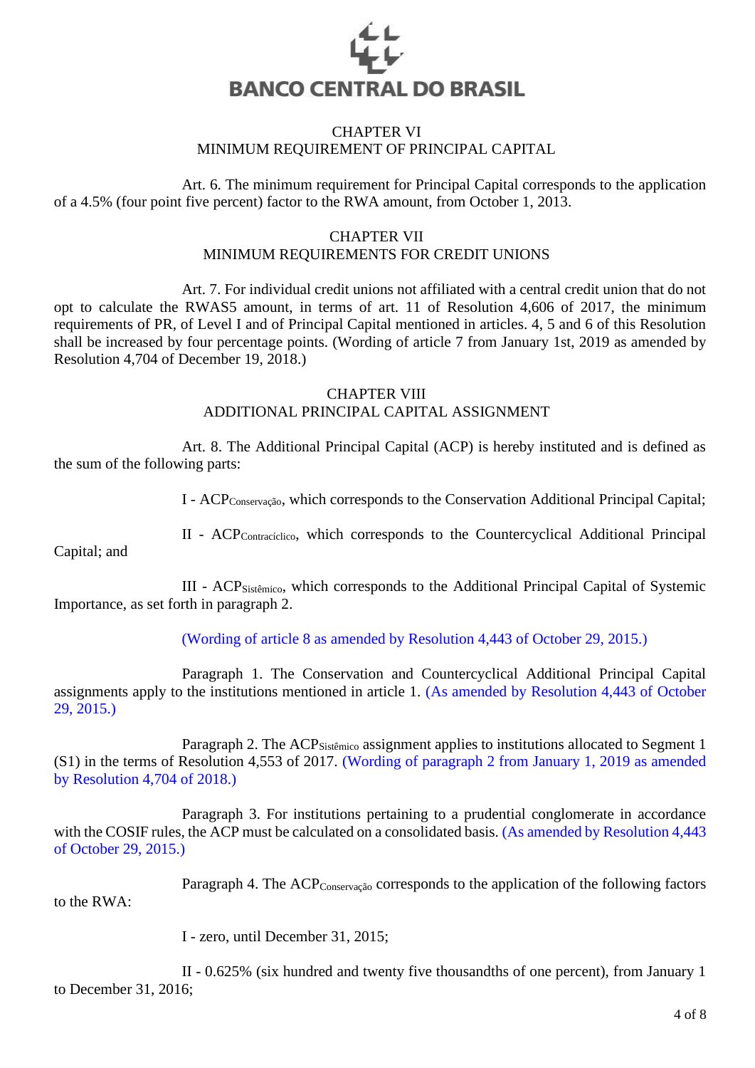## CHAPTER VI
## MINIMUM REQUIREMENT OF PRINCIPAL CAPITAL

Art. 6. The minimum requirement for Principal Capital corresponds to the application of a 4.5% (four point five percent) factor to the RWA amount, from October 1, 2013.

## CHAPTER VII
## MINIMUM REQUIREMENTS FOR CREDIT UNIONS

Art. 7. For individual credit unions not affiliated with a central credit union that do not opt to calculate the RWAS5 amount, in terms of art. 11 of Resolution 4,606 of 2017, the minimum requirements of PR, of Level I and of Principal Capital mentioned in articles. 4, 5 and 6 of this Resolution shall be increased by four percentage points. (Wording of article 7 from January 1st, 2019 as amended by Resolution 4,704 of December 19, 2018.)

## CHAPTER VIII
## ADDITIONAL PRINCIPAL CAPITAL ASSIGNMENT

Art. 8. The Additional Principal Capital (ACP) is hereby instituted and is defined as the sum of the following parts:

I - $ACP_{Conservação}$, which corresponds to the Conservation Additional Principal Capital;

II - $ACP_{Contracíclico}$, which corresponds to the Countercyclical Additional Principal Capital; and

III - $ACP_{Sistêmico}$, which corresponds to the Additional Principal Capital of Systemic Importance, as set forth in paragraph 2.

(Wording of article 8 as amended by Resolution 4,443 of October 29, 2015.)

Paragraph 1. The Conservation and Countercyclical Additional Principal Capital assignments apply to the institutions mentioned in article 1. (As amended by Resolution 4,443 of October 29, 2015.)

Paragraph 2. The $ACP_{Sistêmico}$ assignment applies to institutions allocated to Segment 1 (S1) in the terms of Resolution 4,553 of 2017. (Wording of paragraph 2 from January 1, 2019 as amended by Resolution 4,704 of 2018.)

Paragraph 3. For institutions pertaining to a prudential conglomerate in accordance with the COSIF rules, the ACP must be calculated on a consolidated basis. (As amended by Resolution 4,443 of October 29, 2015.)

Paragraph 4. The $ACP_{Conservação}$ corresponds to the application of the following factors to the RWA:

I - zero, until December 31, 2015;

II - 0.625% (six hundred and twenty five thousandths of one percent), from January 1 to December 31, 2016;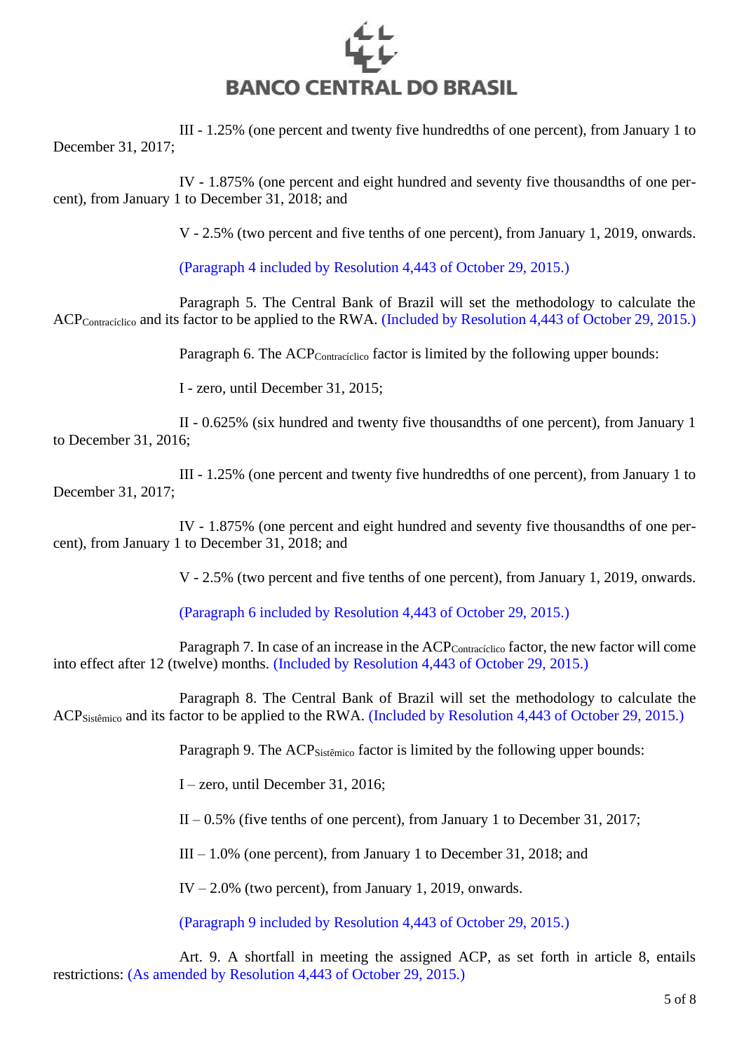III - 1.25% (one percent and twenty five hundredths of one percent), from January 1 to December 31, 2017;

IV - 1.875% (one percent and eight hundred and seventy five thousandths of one percent), from January 1 to December 31, 2018; and

V - 2.5% (two percent and five tenths of one percent), from January 1, 2019, onwards.

(Paragraph 4 included by Resolution 4,443 of October 29, 2015.)

Paragraph 5. The Central Bank of Brazil will set the methodology to calculate the $ACP_{Contracíclico}$ and its factor to be applied to the RWA. (Included by Resolution 4,443 of October 29, 2015.)

Paragraph 6. The $ACP_{Contracíclico}$ factor is limited by the following upper bounds:

I - zero, until December 31, 2015;

II - 0.625% (six hundred and twenty five thousandths of one percent), from January 1 to December 31, 2016;

III - 1.25% (one percent and twenty five hundredths of one percent), from January 1 to December 31, 2017;

IV - 1.875% (one percent and eight hundred and seventy five thousandths of one percent), from January 1 to December 31, 2018; and

V - 2.5% (two percent and five tenths of one percent), from January 1, 2019, onwards.

(Paragraph 6 included by Resolution 4,443 of October 29, 2015.)

Paragraph 7. In case of an increase in the $ACP_{Contracíclico}$ factor, the new factor will come into effect after 12 (twelve) months. (Included by Resolution 4,443 of October 29, 2015.)

Paragraph 8. The Central Bank of Brazil will set the methodology to calculate the $ACP_{Sistêmico}$ and its factor to be applied to the RWA. (Included by Resolution 4,443 of October 29, 2015.)

Paragraph 9. The $ACP_{Sistêmico}$ factor is limited by the following upper bounds:

I – zero, until December 31, 2016;

II – 0.5% (five tenths of one percent), from January 1 to December 31, 2017;

III – 1.0% (one percent), from January 1 to December 31, 2018; and

IV – 2.0% (two percent), from January 1, 2019, onwards.

(Paragraph 9 included by Resolution 4,443 of October 29, 2015.)

Art. 9. A shortfall in meeting the assigned ACP, as set forth in article 8, entails restrictions: (As amended by Resolution 4,443 of October 29, 2015.)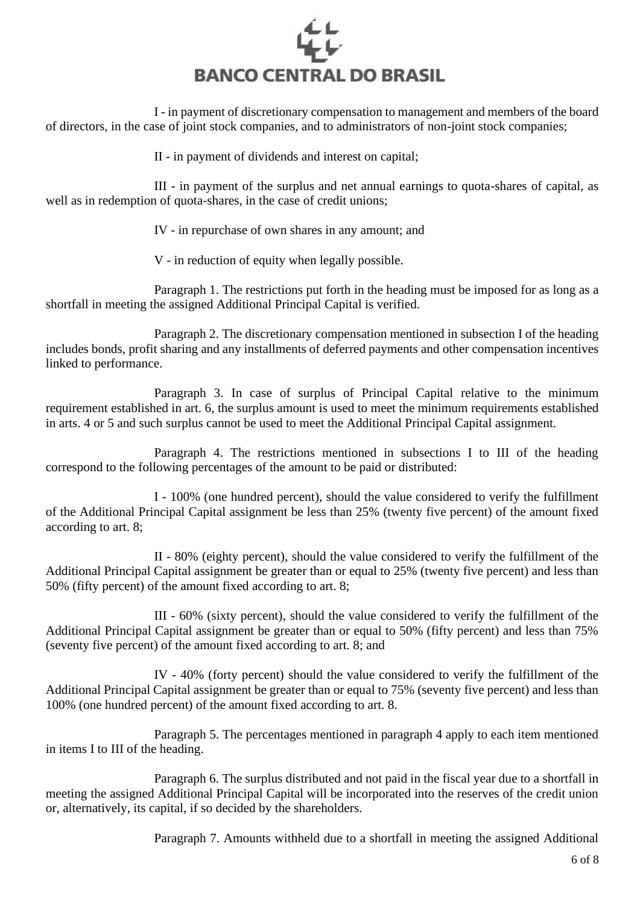I - in payment of discretionary compensation to management and members of the board of directors, in the case of joint stock companies, and to administrators of non-joint stock companies;

II - in payment of dividends and interest on capital;

III - in payment of the surplus and net annual earnings to quota-shares of capital, as well as in redemption of quota-shares, in the case of credit unions;

IV - in repurchase of own shares in any amount; and

V - in reduction of equity when legally possible.

Paragraph 1. The restrictions put forth in the heading must be imposed for as long as a shortfall in meeting the assigned Additional Principal Capital is verified.

Paragraph 2. The discretionary compensation mentioned in subsection I of the heading includes bonds, profit sharing and any installments of deferred payments and other compensation incentives linked to performance.

Paragraph 3. In case of surplus of Principal Capital relative to the minimum requirement established in art. 6, the surplus amount is used to meet the minimum requirements established in arts. 4 or 5 and such surplus cannot be used to meet the Additional Principal Capital assignment.

Paragraph 4. The restrictions mentioned in subsections I to III of the heading correspond to the following percentages of the amount to be paid or distributed:

I - 100% (one hundred percent), should the value considered to verify the fulfillment of the Additional Principal Capital assignment be less than 25% (twenty five percent) of the amount fixed according to art. 8;

II - 80% (eighty percent), should the value considered to verify the fulfillment of the Additional Principal Capital assignment be greater than or equal to 25% (twenty five percent) and less than 50% (fifty percent) of the amount fixed according to art. 8;

III - 60% (sixty percent), should the value considered to verify the fulfillment of the Additional Principal Capital assignment be greater than or equal to 50% (fifty percent) and less than 75% (seventy five percent) of the amount fixed according to art. 8; and

IV - 40% (forty percent) should the value considered to verify the fulfillment of the Additional Principal Capital assignment be greater than or equal to 75% (seventy five percent) and less than 100% (one hundred percent) of the amount fixed according to art. 8.

Paragraph 5. The percentages mentioned in paragraph 4 apply to each item mentioned in items I to III of the heading.

Paragraph 6. The surplus distributed and not paid in the fiscal year due to a shortfall in meeting the assigned Additional Principal Capital will be incorporated into the reserves of the credit union or, alternatively, its capital, if so decided by the shareholders.

Paragraph 7. Amounts withheld due to a shortfall in meeting the assigned Additional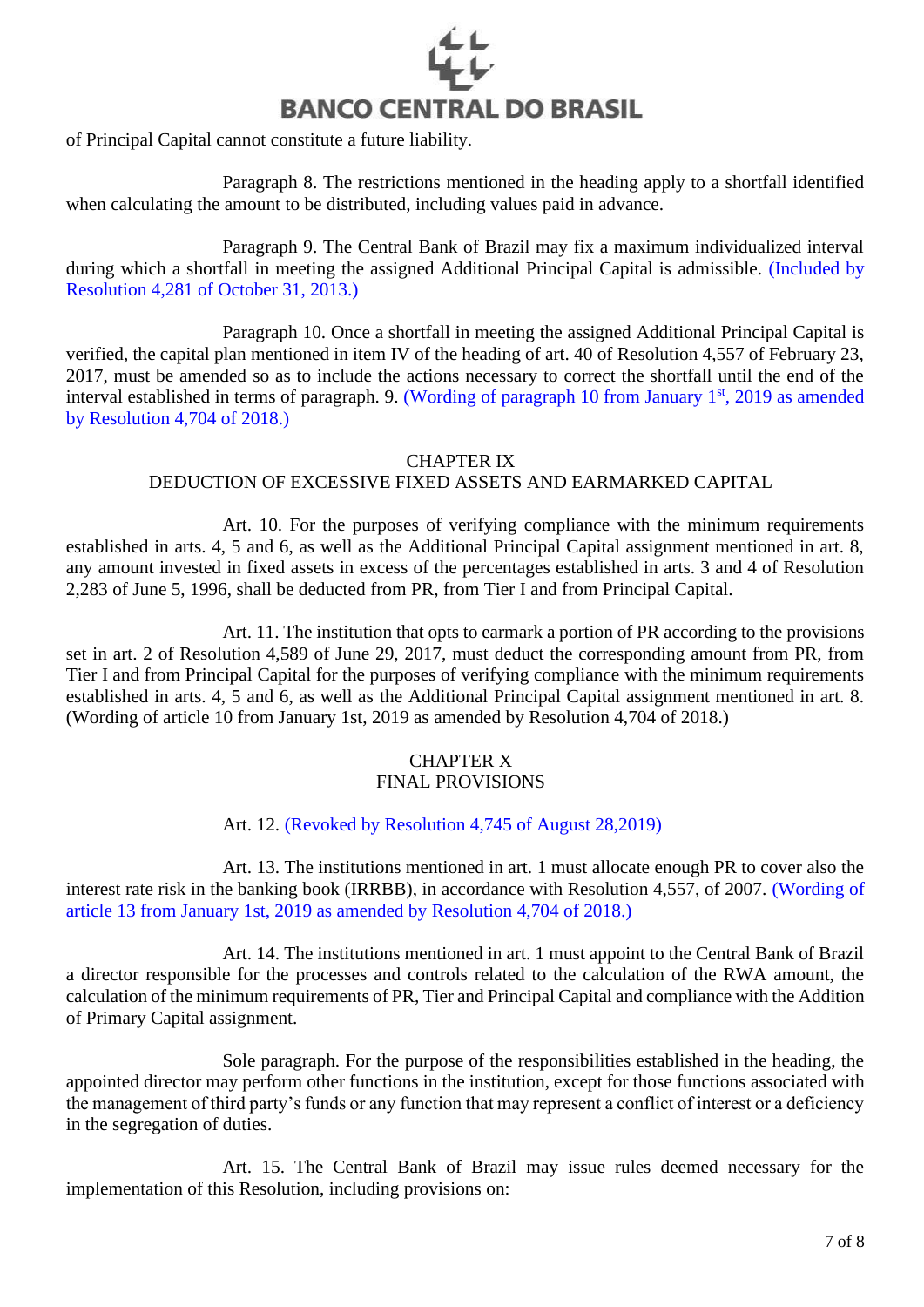of Principal Capital cannot constitute a future liability.

Paragraph 8. The restrictions mentioned in the heading apply to a shortfall identified when calculating the amount to be distributed, including values paid in advance.

Paragraph 9. The Central Bank of Brazil may fix a maximum individualized interval during which a shortfall in meeting the assigned Additional Principal Capital is admissible. (Included by Resolution 4,281 of October 31, 2013.)

Paragraph 10. Once a shortfall in meeting the assigned Additional Principal Capital is verified, the capital plan mentioned in item IV of the heading of art. 40 of Resolution 4,557 of February 23, 2017, must be amended so as to include the actions necessary to correct the shortfall until the end of the interval established in terms of paragraph. 9. (Wording of paragraph 10 from January 1st, 2019 as amended by Resolution 4,704 of 2018.)

## CHAPTER IX
## DEDUCTION OF EXCESSIVE FIXED ASSETS AND EARMARKED CAPITAL

Art. 10. For the purposes of verifying compliance with the minimum requirements established in arts. 4, 5 and 6, as well as the Additional Principal Capital assignment mentioned in art. 8, any amount invested in fixed assets in excess of the percentages established in arts. 3 and 4 of Resolution 2,283 of June 5, 1996, shall be deducted from PR, from Tier I and from Principal Capital.

Art. 11. The institution that opts to earmark a portion of PR according to the provisions set in art. 2 of Resolution 4,589 of June 29, 2017, must deduct the corresponding amount from PR, from Tier I and from Principal Capital for the purposes of verifying compliance with the minimum requirements established in arts. 4, 5 and 6, as well as the Additional Principal Capital assignment mentioned in art. 8. (Wording of article 10 from January 1st, 2019 as amended by Resolution 4,704 of 2018.)

## CHAPTER X
## FINAL PROVISIONS

Art. 12. (Revoked by Resolution 4,745 of August 28,2019)

Art. 13. The institutions mentioned in art. 1 must allocate enough PR to cover also the interest rate risk in the banking book (IRRBB), in accordance with Resolution 4,557, of 2007. (Wording of article 13 from January 1st, 2019 as amended by Resolution 4,704 of 2018.)

Art. 14. The institutions mentioned in art. 1 must appoint to the Central Bank of Brazil a director responsible for the processes and controls related to the calculation of the RWA amount, the calculation of the minimum requirements of PR, Tier and Principal Capital and compliance with the Addition of Primary Capital assignment.

Sole paragraph. For the purpose of the responsibilities established in the heading, the appointed director may perform other functions in the institution, except for those functions associated with the management of third party's funds or any function that may represent a conflict of interest or a deficiency in the segregation of duties.

Art. 15. The Central Bank of Brazil may issue rules deemed necessary for the implementation of this Resolution, including provisions on: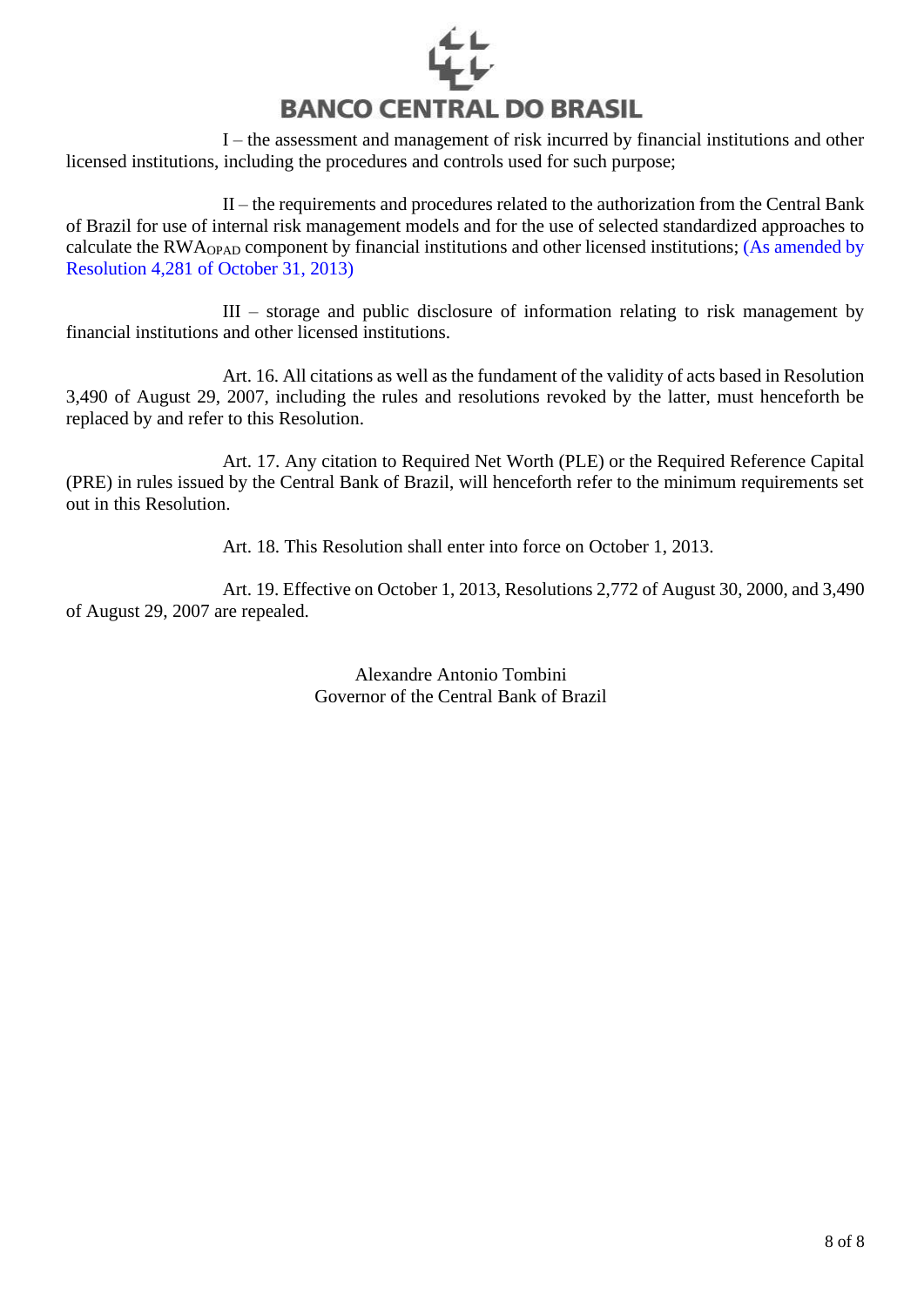I – the assessment and management of risk incurred by financial institutions and other licensed institutions, including the procedures and controls used for such purpose;

II – the requirements and procedures related to the authorization from the Central Bank of Brazil for use of internal risk management models and for the use of selected standardized approaches to calculate the $RWA_{OPAD}$ component by financial institutions and other licensed institutions; (As amended by Resolution 4,281 of October 31, 2013)

III – storage and public disclosure of information relating to risk management by financial institutions and other licensed institutions.

Art. 16. All citations as well as the fundament of the validity of acts based in Resolution 3,490 of August 29, 2007, including the rules and resolutions revoked by the latter, must henceforth be replaced by and refer to this Resolution.

Art. 17. Any citation to Required Net Worth (PLE) or the Required Reference Capital (PRE) in rules issued by the Central Bank of Brazil, will henceforth refer to the minimum requirements set out in this Resolution.

Art. 18. This Resolution shall enter into force on October 1, 2013.

Art. 19. Effective on October 1, 2013, Resolutions 2,772 of August 30, 2000, and 3,490 of August 29, 2007 are repealed.

Alexandre Antonio Tombini
Governor of the Central Bank of Brazil